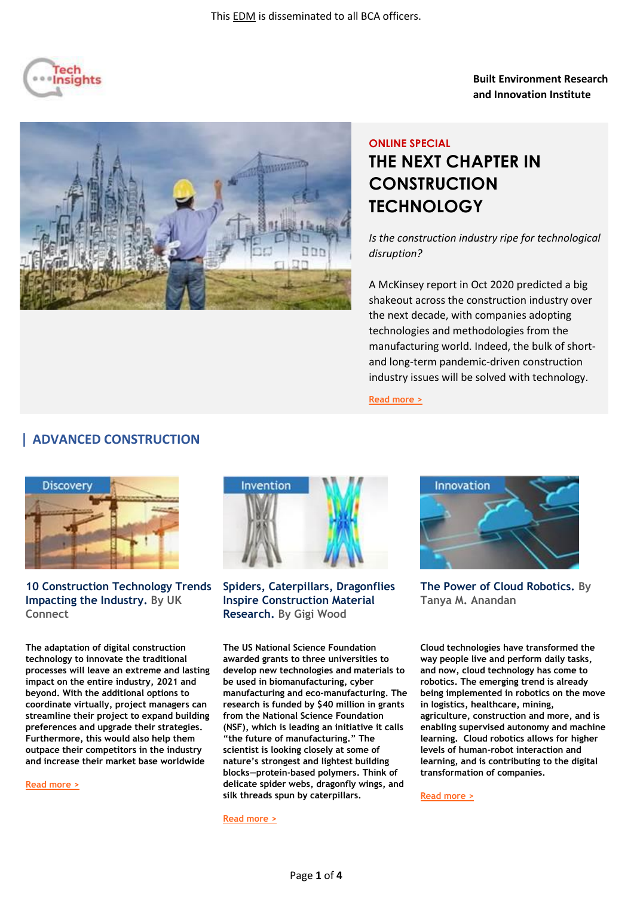This EDM is disseminated to all BCA officers.

Tech Insights

**Built Environment Research and Innovation Institute**

ONLINE SPECIAL

# THE NEXT CHAPTER IN CONSTRUCTION TECHNOLOGY

*Is the construction industry ripe for technological disruption?*

A McKinsey report in Oct 2020 predicted a big shakeout across the construction industry over the next decade, with companies adopting technologies and methodologies from the manufacturing world. Indeed, the bulk of short- and long-term pandemic-driven construction industry issues will be solved with technology.

Read more >

## ADVANCED CONSTRUCTION

Discovery

### 10 Construction Technology Trends Impacting the Industry. By UK Connect

The adaptation of digital construction technology to innovate the traditional processes will leave an extreme and lasting impact on the entire industry, 2021 and beyond. With the additional options to coordinate virtually, project managers can streamline their project to expand building preferences and upgrade their strategies. Furthermore, this would also help them outpace their competitors in the industry and increase their market base worldwide

Read more >

Invention

### Spiders, Caterpillars, Dragonflies Inspire Construction Material Research. By Gigi Wood

The US National Science Foundation awarded grants to three universities to develop new technologies and materials to be used in biomanufacturing, cyber manufacturing and eco-manufacturing. The research is funded by $40 million in grants from the National Science Foundation (NSF), which is leading an initiative it calls "the future of manufacturing." The scientist is looking closely at some of nature's strongest and lightest building blocks—protein-based polymers. Think of delicate spider webs, dragonfly wings, and silk threads spun by caterpillars.

Read more >

Innovation

### The Power of Cloud Robotics. By Tanya M. Anandan

Cloud technologies have transformed the way people live and perform daily tasks, and now, cloud technology has come to robotics. The emerging trend is already being implemented in robotics on the move in logistics, healthcare, mining, agriculture, construction and more, and is enabling supervised autonomy and machine learning. Cloud robotics allows for higher levels of human-robot interaction and learning, and is contributing to the digital transformation of companies.

Read more >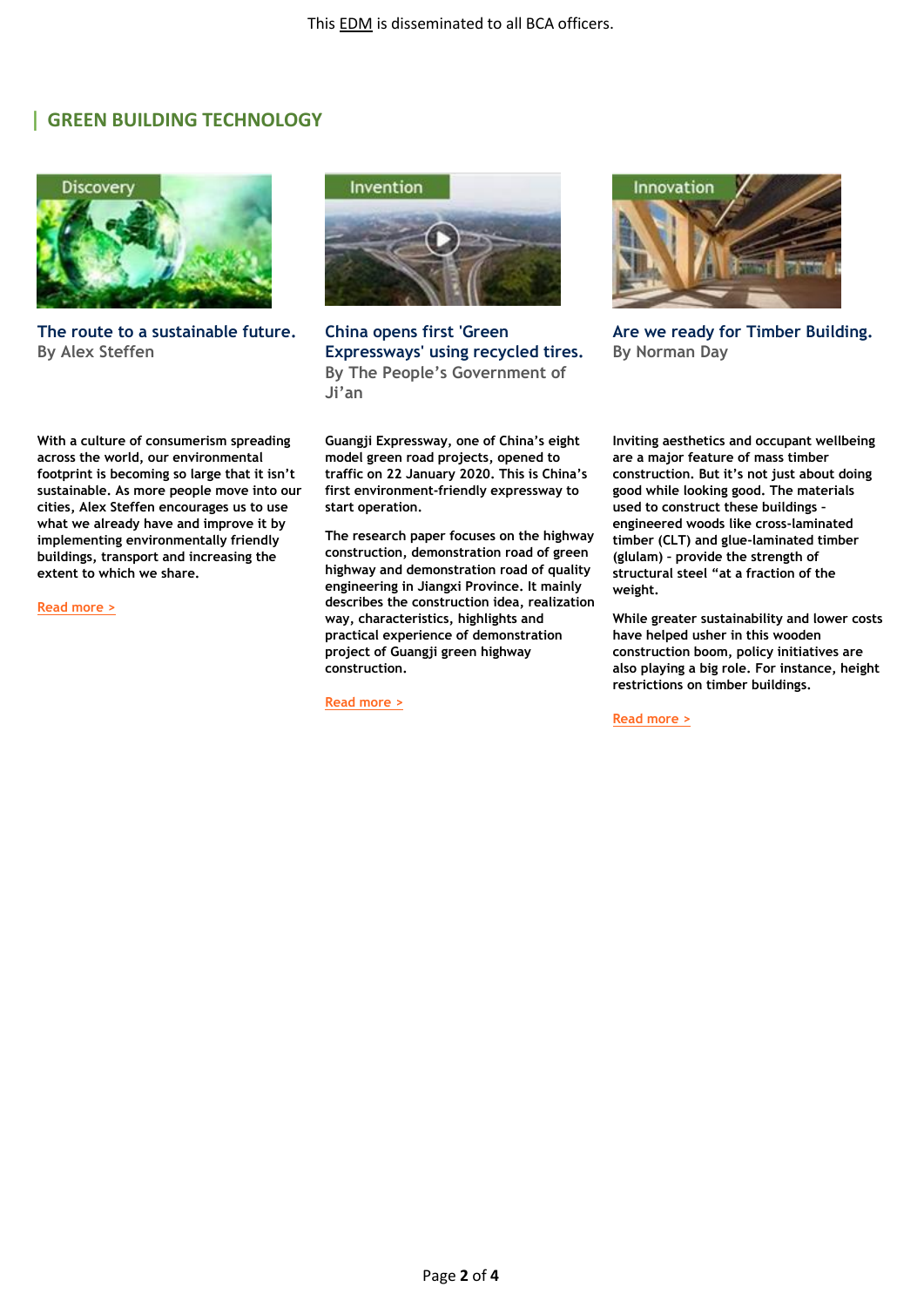This EDM is disseminated to all BCA officers.

## GREEN BUILDING TECHNOLOGY

Discovery

### The route to a sustainable future.

By Alex Steffen

With a culture of consumerism spreading across the world, our environmental footprint is becoming so large that it isn't sustainable. As more people move into our cities, Alex Steffen encourages us to use what we already have and improve it by implementing environmentally friendly buildings, transport and increasing the extent to which we share.

Read more >

Invention

### China opens first 'Green Expressways' using recycled tires.

By The People's Government of Ji'an

Guangji Expressway, one of China's eight model green road projects, opened to traffic on 22 January 2020. This is China's first environment-friendly expressway to start operation.

The research paper focuses on the highway construction, demonstration road of green highway and demonstration road of quality engineering in Jiangxi Province. It mainly describes the construction idea, realization way, characteristics, highlights and practical experience of demonstration project of Guangji green highway construction.

Read more >

Innovation

### Are we ready for Timber Building.

By Norman Day

Inviting aesthetics and occupant wellbeing are a major feature of mass timber construction. But it's not just about doing good while looking good. The materials used to construct these buildings - engineered woods like cross-laminated timber (CLT) and glue-laminated timber (glulam) - provide the strength of structural steel "at a fraction of the weight.

While greater sustainability and lower costs have helped usher in this wooden construction boom, policy initiatives are also playing a big role. For instance, height restrictions on timber buildings.

Read more >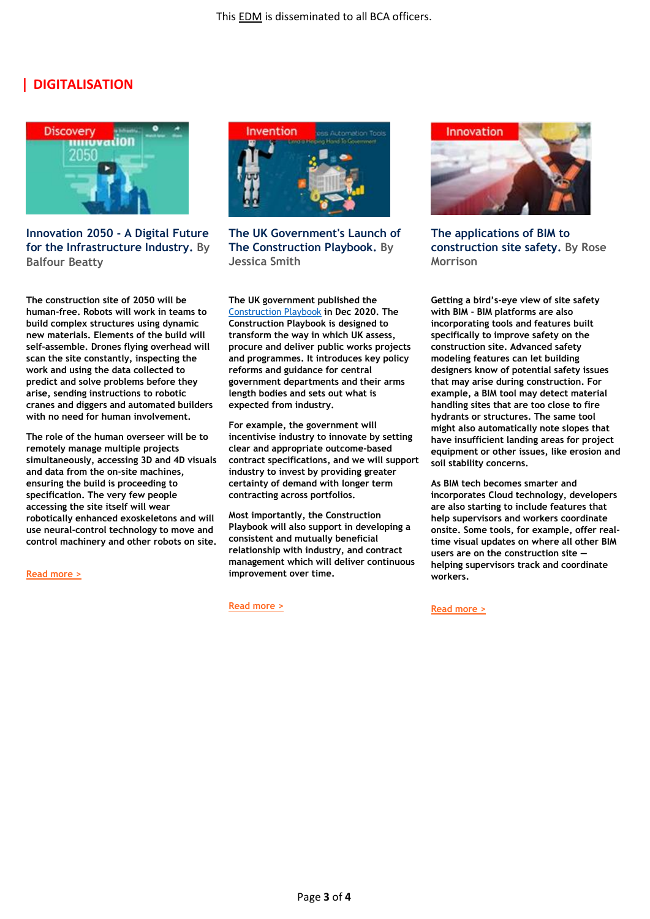This EDM is disseminated to all BCA officers.

## DIGITALISATION

### Innovation 2050 - A Digital Future for the Infrastructure Industry. By Balfour Beatty

The construction site of 2050 will be human-free. Robots will work in teams to build complex structures using dynamic new materials. Elements of the build will self-assemble. Drones flying overhead will scan the site constantly, inspecting the work and using the data collected to predict and solve problems before they arise, sending instructions to robotic cranes and diggers and automated builders with no need for human involvement.

The role of the human overseer will be to remotely manage multiple projects simultaneously, accessing 3D and 4D visuals and data from the on-site machines, ensuring the build is proceeding to specification. The very few people accessing the site itself will wear robotically enhanced exoskeletons and will use neural-control technology to move and control machinery and other robots on site.

Read more >

### The UK Government's Launch of The Construction Playbook. By Jessica Smith

The UK government published the Construction Playbook in Dec 2020. The Construction Playbook is designed to transform the way in which UK assess, procure and deliver public works projects and programmes. It introduces key policy reforms and guidance for central government departments and their arms length bodies and sets out what is expected from industry.

For example, the government will incentivise industry to innovate by setting clear and appropriate outcome-based contract specifications, and we will support industry to invest by providing greater certainty of demand with longer term contracting across portfolios.

Most importantly, the Construction Playbook will also support in developing a consistent and mutually beneficial relationship with industry, and contract management which will deliver continuous improvement over time.

Read more >

### The applications of BIM to construction site safety. By Rose Morrison

Getting a bird's-eye view of site safety with BIM - BIM platforms are also incorporating tools and features built specifically to improve safety on the construction site. Advanced safety modeling features can let building designers know of potential safety issues that may arise during construction. For example, a BIM tool may detect material handling sites that are too close to fire hydrants or structures. The same tool might also automatically note slopes that have insufficient landing areas for project equipment or other issues, like erosion and soil stability concerns.

As BIM tech becomes smarter and incorporates Cloud technology, developers are also starting to include features that help supervisors and workers coordinate onsite. Some tools, for example, offer real-time visual updates on where all other BIM users are on the construction site — helping supervisors track and coordinate workers.

Read more >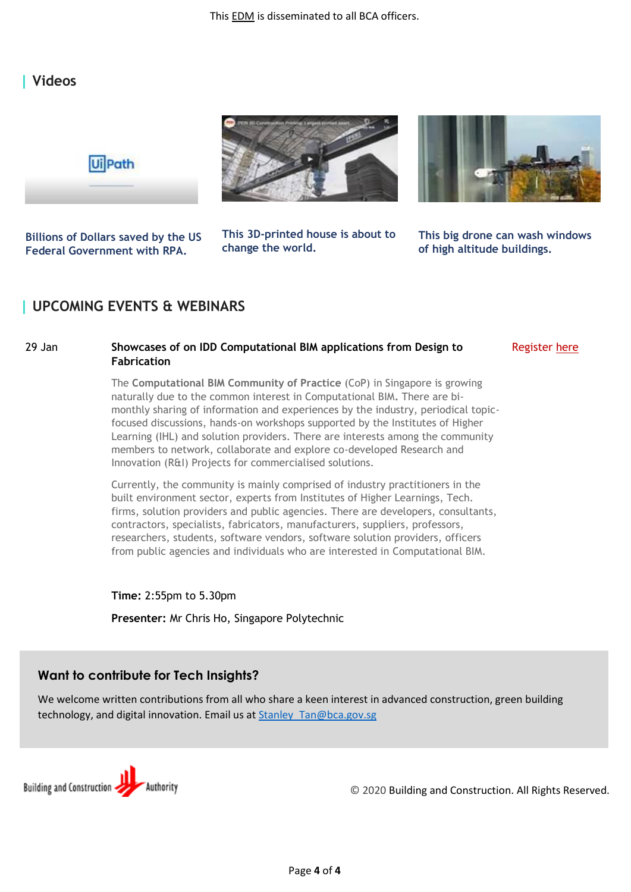This EDM is disseminated to all BCA officers.

## Videos

**Billions of Dollars saved by the US Federal Government with RPA.**

**This 3D-printed house is about to change the world.**

**This big drone can wash windows of high altitude buildings.**

## UPCOMING EVENTS & WEBINARS

29 Jan

**Showcases of on IDD Computational BIM applications from Design to Fabrication**

Register here

The **Computational BIM Community of Practice** (CoP) in Singapore is growing naturally due to the common interest in Computational BIM. There are bi-monthly sharing of information and experiences by the industry, periodical topic-focused discussions, hands-on workshops supported by the Institutes of Higher Learning (IHL) and solution providers. There are interests among the community members to network, collaborate and explore co-developed Research and Innovation (R&I) Projects for commercialised solutions.

Currently, the community is mainly comprised of industry practitioners in the built environment sector, experts from Institutes of Higher Learnings, Tech. firms, solution providers and public agencies. There are developers, consultants, contractors, specialists, fabricators, manufacturers, suppliers, professors, researchers, students, software vendors, software solution providers, officers from public agencies and individuals who are interested in Computational BIM.

**Time:** 2:55pm to 5.30pm

**Presenter:** Mr Chris Ho, Singapore Polytechnic

### Want to contribute for Tech Insights?

We welcome written contributions from all who share a keen interest in advanced construction, green building technology, and digital innovation. Email us at Stanley_Tan@bca.gov.sg

Building and Construction Authority

© 2020 Building and Construction. All Rights Reserved.